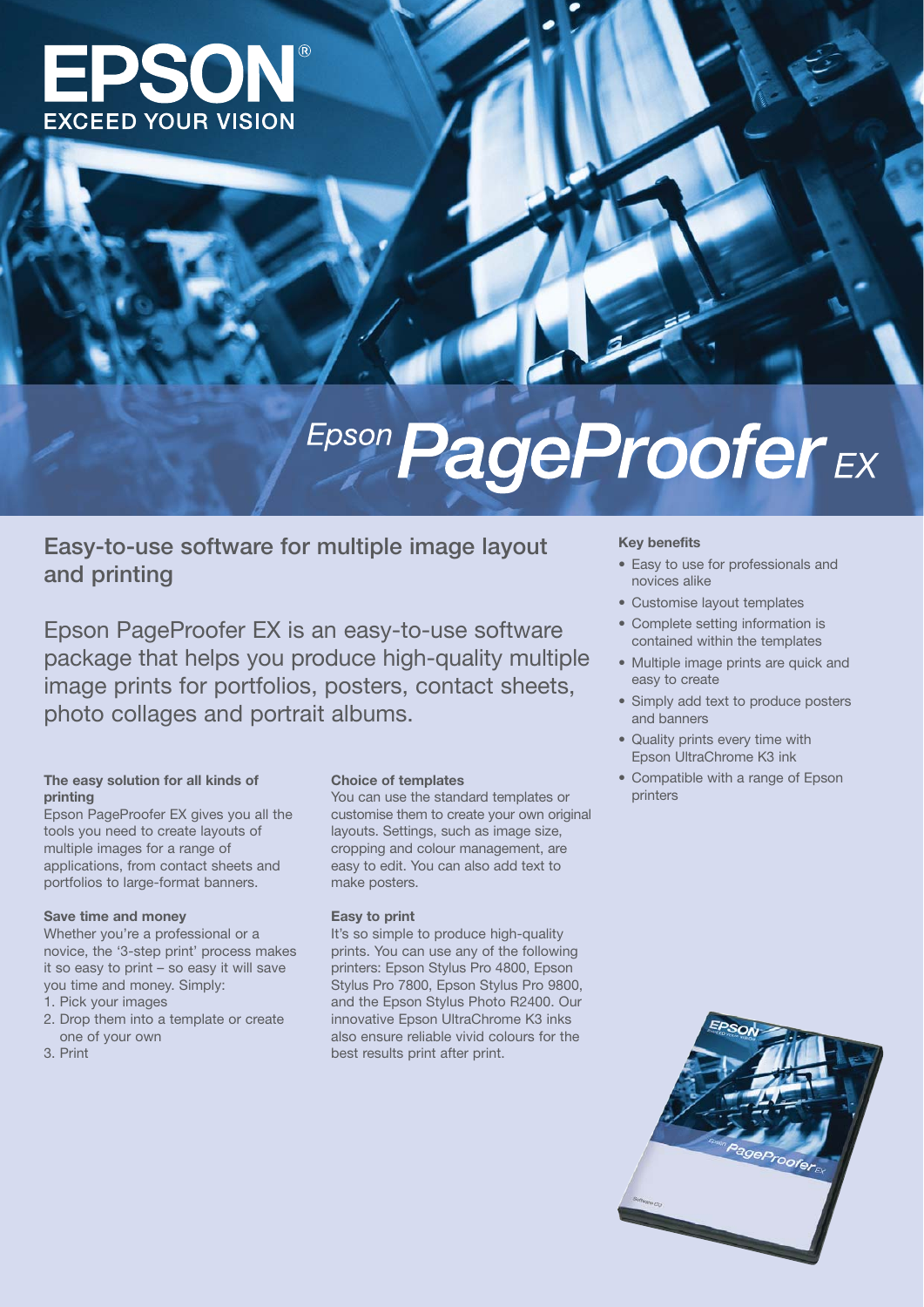EPSON
EXCEED YOUR VISION

# Epson PageProofer EX

## Easy-to-use software for multiple image layout and printing

Epson PageProofer EX is an easy-to-use software package that helps you produce high-quality multiple image prints for portfolios, posters, contact sheets, photo collages and portrait albums.

**The easy solution for all kinds of printing**
Epson PageProofer EX gives you all the tools you need to create layouts of multiple images for a range of applications, from contact sheets and portfolios to large-format banners.

**Save time and money**
Whether you're a professional or a novice, the '3-step print' process makes it so easy to print – so easy it will save you time and money. Simply:

1. Pick your images
2. Drop them into a template or create one of your own
3. Print

**Choice of templates**
You can use the standard templates or customise them to create your own original layouts. Settings, such as image size, cropping and colour management, are easy to edit. You can also add text to make posters.

**Easy to print**
It's so simple to produce high-quality prints. You can use any of the following printers: Epson Stylus Pro 4800, Epson Stylus Pro 7800, Epson Stylus Pro 9800, and the Epson Stylus Photo R2400. Our innovative Epson UltraChrome K3 inks also ensure reliable vivid colours for the best results print after print.

**Key benefits**

- Easy to use for professionals and novices alike
- Customise layout templates
- Complete setting information is contained within the templates
- Multiple image prints are quick and easy to create
- Simply add text to produce posters and banners
- Quality prints every time with Epson UltraChrome K3 ink
- Compatible with a range of Epson printers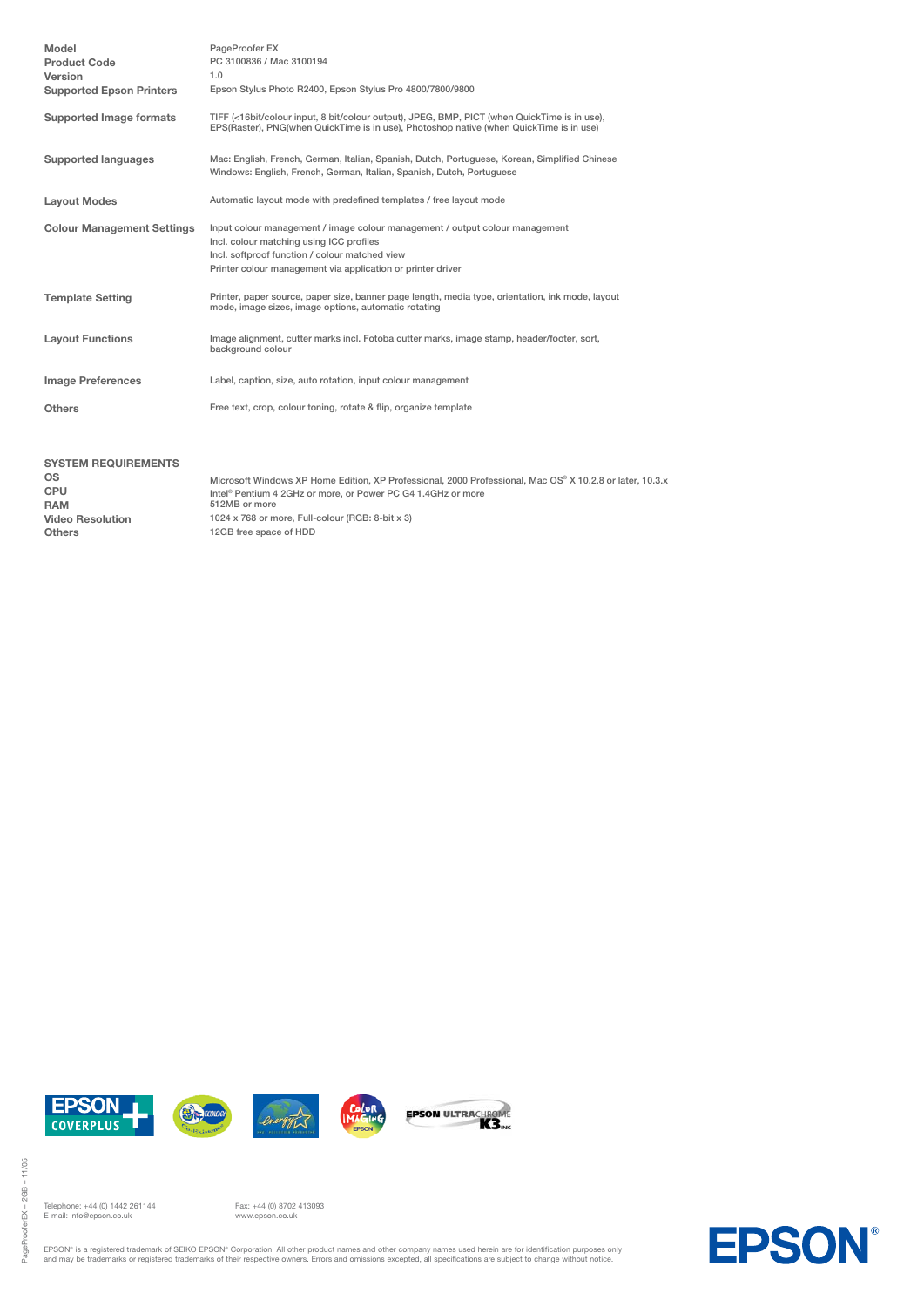| | |
|---|---|
| **Model** | PageProofer EX |
| **Product Code** | PC 3100836 / Mac 3100194 |
| **Version** | 1.0 |
| **Supported Epson Printers** | Epson Stylus Photo R2400, Epson Stylus Pro 4800/7800/9800 |
| **Supported Image formats** | TIFF (<16bit/colour input, 8 bit/colour output), JPEG, BMP, PICT (when QuickTime is in use), EPS(Raster), PNG(when QuickTime is in use), Photoshop native (when QuickTime is in use) |
| **Supported languages** | Mac: English, French, German, Italian, Spanish, Dutch, Portuguese, Korean, Simplified Chinese<br>Windows: English, French, German, Italian, Spanish, Dutch, Portuguese |
| **Layout Modes** | Automatic layout mode with predefined templates / free layout mode |
| **Colour Management Settings** | Input colour management / image colour management / output colour management<br>Incl. colour matching using ICC profiles<br>Incl. softproof function / colour matched view<br>Printer colour management via application or printer driver |
| **Template Setting** | Printer, paper source, paper size, banner page length, media type, orientation, ink mode, layout mode, image sizes, image options, automatic rotating |
| **Layout Functions** | Image alignment, cutter marks incl. Fotoba cutter marks, image stamp, header/footer, sort, background colour |
| **Image Preferences** | Label, caption, size, auto rotation, input colour management |
| **Others** | Free text, crop, colour toning, rotate & flip, organize template |

**SYSTEM REQUIREMENTS**

| | |
|---|---|
| **OS** | Microsoft Windows XP Home Edition, XP Professional, 2000 Professional, Mac OS® X 10.2.8 or later, 10.3.x |
| **CPU** | Intel® Pentium 4 2GHz or more, or Power PC G4 1.4GHz or more |
| **RAM** | 512MB or more |
| **Video Resolution** | 1024 x 768 or more, Full-colour (RGB: 8-bit x 3) |
| **Others** | 12GB free space of HDD |

PageProoferEX – 2GB – 11/05

Telephone: +44 (0) 1442 261144
E-mail: info@epson.co.uk

Fax: +44 (0) 8702 413093
www.epson.co.uk

EPSON® is a registered trademark of SEIKO EPSON® Corporation. All other product names and other company names used herein are for identification purposes only and may be trademarks or registered trademarks of their respective owners. Errors and omissions excepted, all specifications are subject to change without notice.